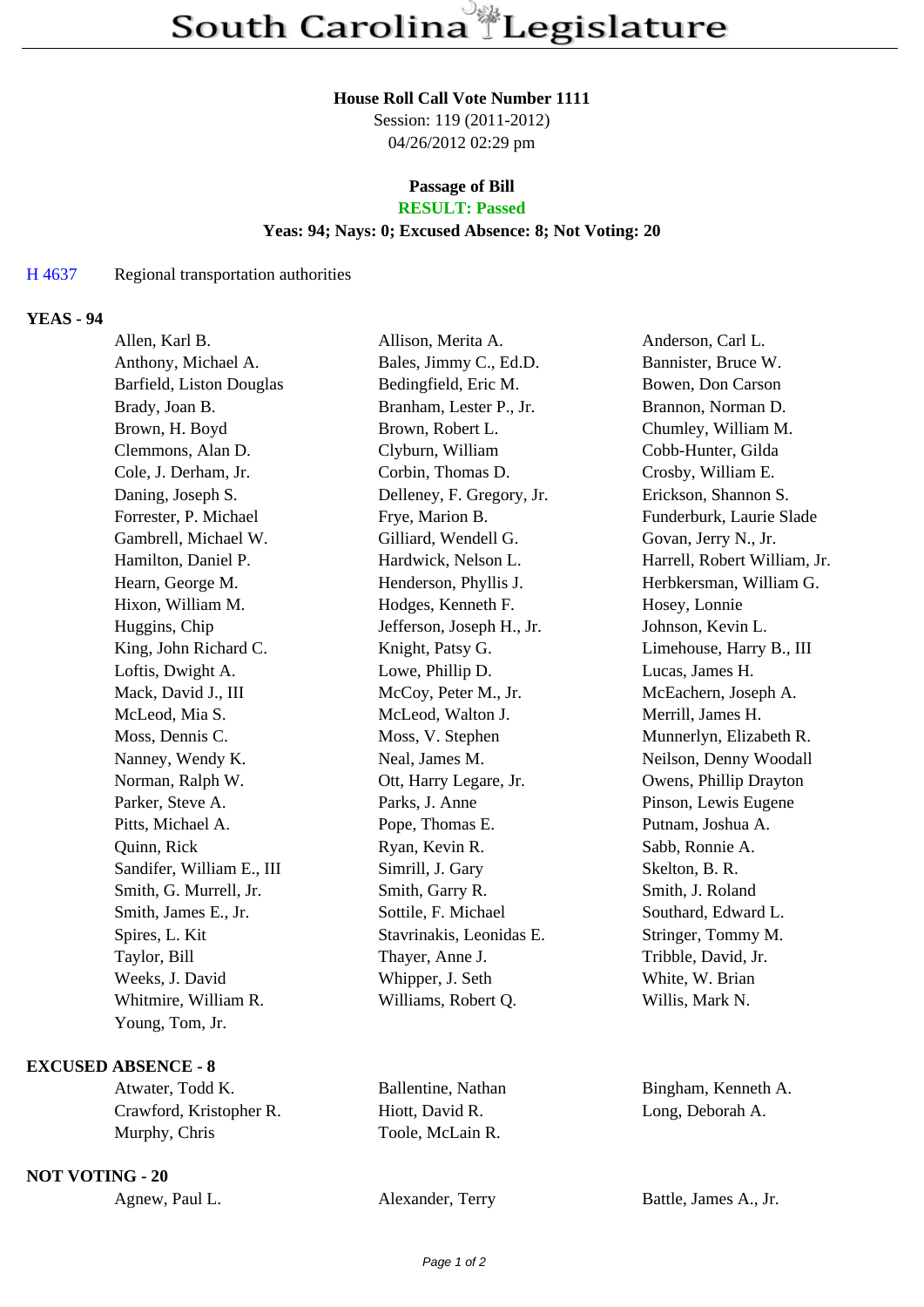# South Carolina Legislature

**House Roll Call Vote Number 1111**
Session: 119 (2011-2012)
04/26/2012 02:29 pm

**Passage of Bill**
**RESULT: Passed**
**Yeas: 94; Nays: 0; Excused Absence: 8; Not Voting: 20**

H 4637 Regional transportation authorities

## YEAS - 94

| | | |
|---|---|---|
| Allen, Karl B. | Allison, Merita A. | Anderson, Carl L. |
| Anthony, Michael A. | Bales, Jimmy C., Ed.D. | Bannister, Bruce W. |
| Barfield, Liston Douglas | Bedingfield, Eric M. | Bowen, Don Carson |
| Brady, Joan B. | Branham, Lester P., Jr. | Brannon, Norman D. |
| Brown, H. Boyd | Brown, Robert L. | Chumley, William M. |
| Clemmons, Alan D. | Clyburn, William | Cobb-Hunter, Gilda |
| Cole, J. Derham, Jr. | Corbin, Thomas D. | Crosby, William E. |
| Daning, Joseph S. | Delleney, F. Gregory, Jr. | Erickson, Shannon S. |
| Forrester, P. Michael | Frye, Marion B. | Funderburk, Laurie Slade |
| Gambrell, Michael W. | Gilliard, Wendell G. | Govan, Jerry N., Jr. |
| Hamilton, Daniel P. | Hardwick, Nelson L. | Harrell, Robert William, Jr. |
| Hearn, George M. | Henderson, Phyllis J. | Herbkersman, William G. |
| Hixon, William M. | Hodges, Kenneth F. | Hosey, Lonnie |
| Huggins, Chip | Jefferson, Joseph H., Jr. | Johnson, Kevin L. |
| King, John Richard C. | Knight, Patsy G. | Limehouse, Harry B., III |
| Loftis, Dwight A. | Lowe, Phillip D. | Lucas, James H. |
| Mack, David J., III | McCoy, Peter M., Jr. | McEachern, Joseph A. |
| McLeod, Mia S. | McLeod, Walton J. | Merrill, James H. |
| Moss, Dennis C. | Moss, V. Stephen | Munnerlyn, Elizabeth R. |
| Nanney, Wendy K. | Neal, James M. | Neilson, Denny Woodall |
| Norman, Ralph W. | Ott, Harry Legare, Jr. | Owens, Phillip Drayton |
| Parker, Steve A. | Parks, J. Anne | Pinson, Lewis Eugene |
| Pitts, Michael A. | Pope, Thomas E. | Putnam, Joshua A. |
| Quinn, Rick | Ryan, Kevin R. | Sabb, Ronnie A. |
| Sandifer, William E., III | Simrill, J. Gary | Skelton, B. R. |
| Smith, G. Murrell, Jr. | Smith, Garry R. | Smith, J. Roland |
| Smith, James E., Jr. | Sottile, F. Michael | Southard, Edward L. |
| Spires, L. Kit | Stavrinakis, Leonidas E. | Stringer, Tommy M. |
| Taylor, Bill | Thayer, Anne J. | Tribble, David, Jr. |
| Weeks, J. David | Whipper, J. Seth | White, W. Brian |
| Whitmire, William R. | Williams, Robert Q. | Willis, Mark N. |
| Young, Tom, Jr. | | |

## EXCUSED ABSENCE - 8

| | | |
|---|---|---|
| Atwater, Todd K. | Ballentine, Nathan | Bingham, Kenneth A. |
| Crawford, Kristopher R. | Hiott, David R. | Long, Deborah A. |
| Murphy, Chris | Toole, McLain R. | |

## NOT VOTING - 20

| | | |
|---|---|---|
| Agnew, Paul L. | Alexander, Terry | Battle, James A., Jr. |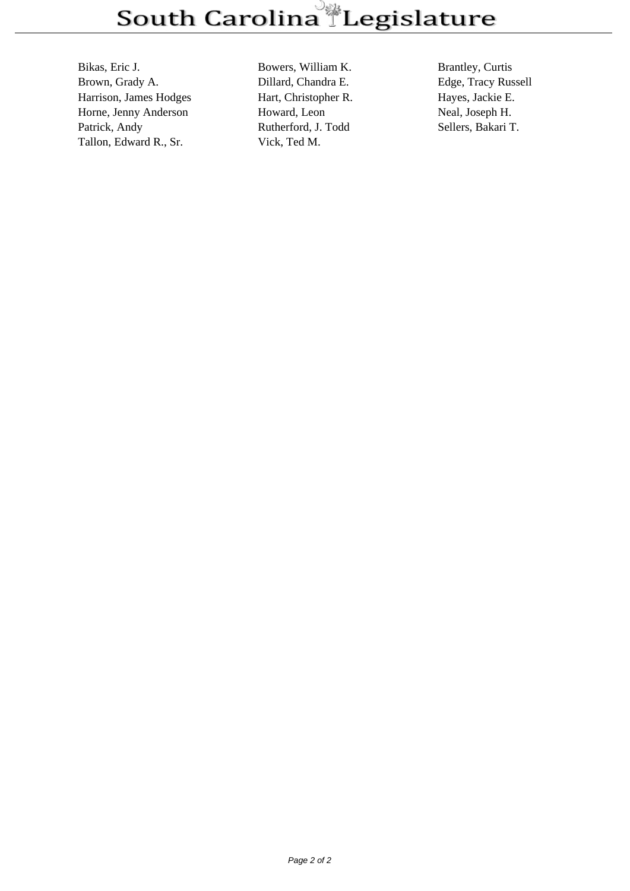Bikas, Eric J.
Bowers, William K.
Brantley, Curtis
Brown, Grady A.
Dillard, Chandra E.
Edge, Tracy Russell
Harrison, James Hodges
Hart, Christopher R.
Hayes, Jackie E.
Horne, Jenny Anderson
Howard, Leon
Neal, Joseph H.
Patrick, Andy
Rutherford, J. Todd
Sellers, Bakari T.
Tallon, Edward R., Sr.
Vick, Ted M.